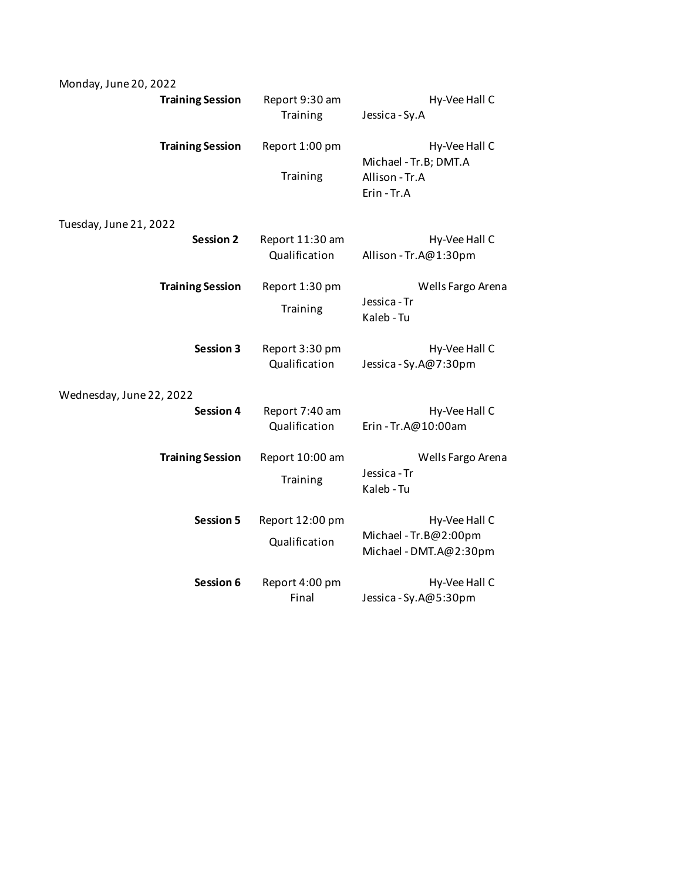Monday, June 20, 2022

| | | |
|---|---|---|
| **Training Session** | Report 9:30 am<br>Training | Hy-Vee Hall C<br>Jessica - Sy.A |
| **Training Session** | Report 1:00 pm<br>Training | Hy-Vee Hall C<br>Michael - Tr.B; DMT.A<br>Allison - Tr.A<br>Erin - Tr.A |

Tuesday, June 21, 2022

| | | |
|---|---|---|
| **Session 2** | Report 11:30 am<br>Qualification | Hy-Vee Hall C<br>Allison - Tr.A@1:30pm |
| **Training Session** | Report 1:30 pm<br>Training | Wells Fargo Arena<br>Jessica - Tr<br>Kaleb - Tu |
| **Session 3** | Report 3:30 pm<br>Qualification | Hy-Vee Hall C<br>Jessica - Sy.A@7:30pm |

Wednesday, June 22, 2022

| | | |
|---|---|---|
| **Session 4** | Report 7:40 am<br>Qualification | Hy-Vee Hall C<br>Erin - Tr.A@10:00am |
| **Training Session** | Report 10:00 am<br>Training | Wells Fargo Arena<br>Jessica - Tr<br>Kaleb - Tu |
| **Session 5** | Report 12:00 pm<br>Qualification | Hy-Vee Hall C<br>Michael - Tr.B@2:00pm<br>Michael - DMT.A@2:30pm |
| **Session 6** | Report 4:00 pm<br>Final | Hy-Vee Hall C<br>Jessica - Sy.A@5:30pm |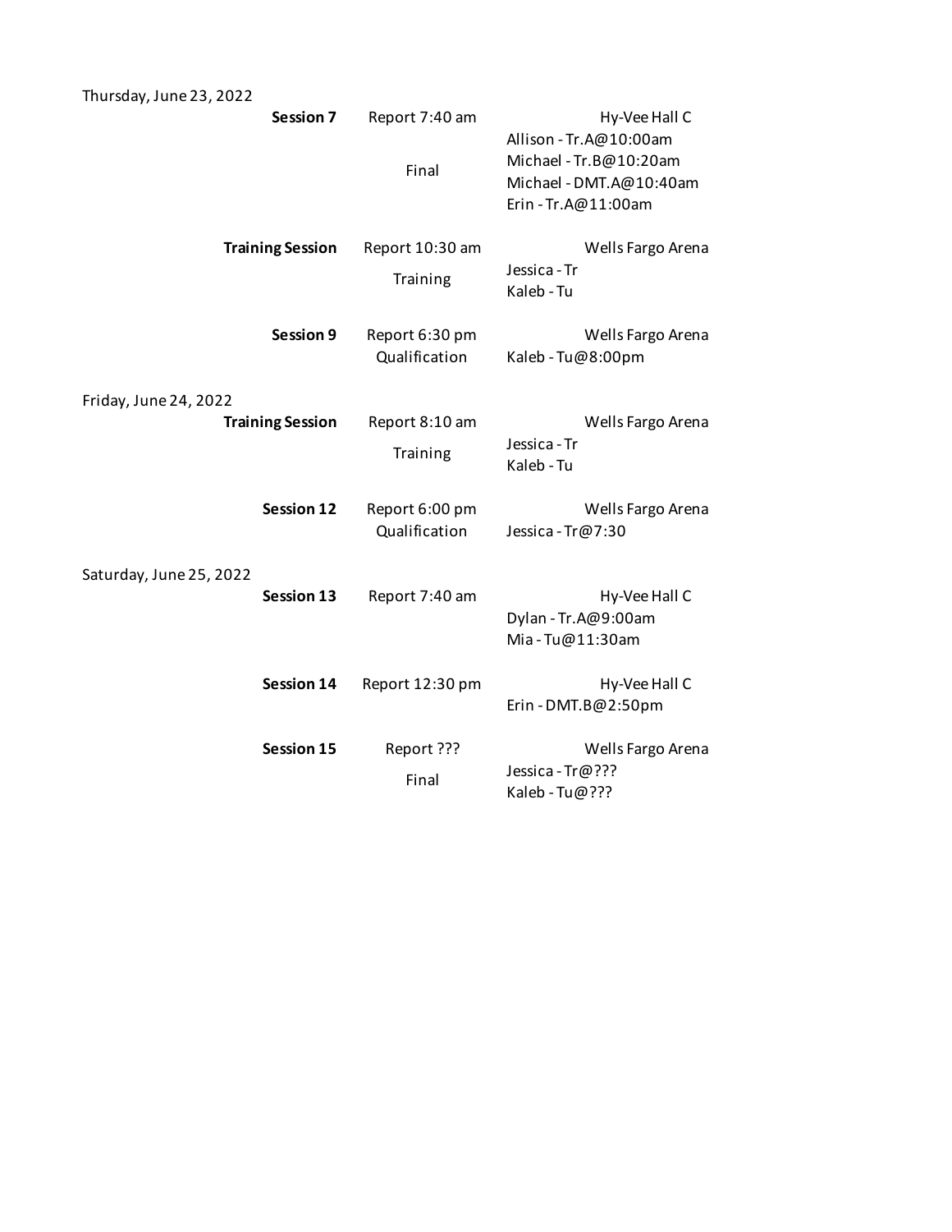Thursday, June 23, 2022

| | | | |
|---|---|---|---|
| | **Session 7** | Report 7:40 am<br>Final | Hy-Vee Hall C<br>Allison - Tr.A@10:00am<br>Michael - Tr.B@10:20am<br>Michael - DMT.A@10:40am<br>Erin - Tr.A@11:00am |
| | **Training Session** | Report 10:30 am<br>Training | Wells Fargo Arena<br>Jessica - Tr<br>Kaleb - Tu |
| | **Session 9** | Report 6:30 pm<br>Qualification | Wells Fargo Arena<br>Kaleb - Tu@8:00pm |

Friday, June 24, 2022

| | | | |
|---|---|---|---|
| | **Training Session** | Report 8:10 am<br>Training | Wells Fargo Arena<br>Jessica - Tr<br>Kaleb - Tu |
| | **Session 12** | Report 6:00 pm<br>Qualification | Wells Fargo Arena<br>Jessica - Tr@7:30 |

Saturday, June 25, 2022

| | | | |
|---|---|---|---|
| | **Session 13** | Report 7:40 am | Hy-Vee Hall C<br>Dylan - Tr.A@9:00am<br>Mia - Tu@11:30am |
| | **Session 14** | Report 12:30 pm | Hy-Vee Hall C<br>Erin - DMT.B@2:50pm |
| | **Session 15** | Report ???<br>Final | Wells Fargo Arena<br>Jessica - Tr@???<br>Kaleb - Tu@??? |